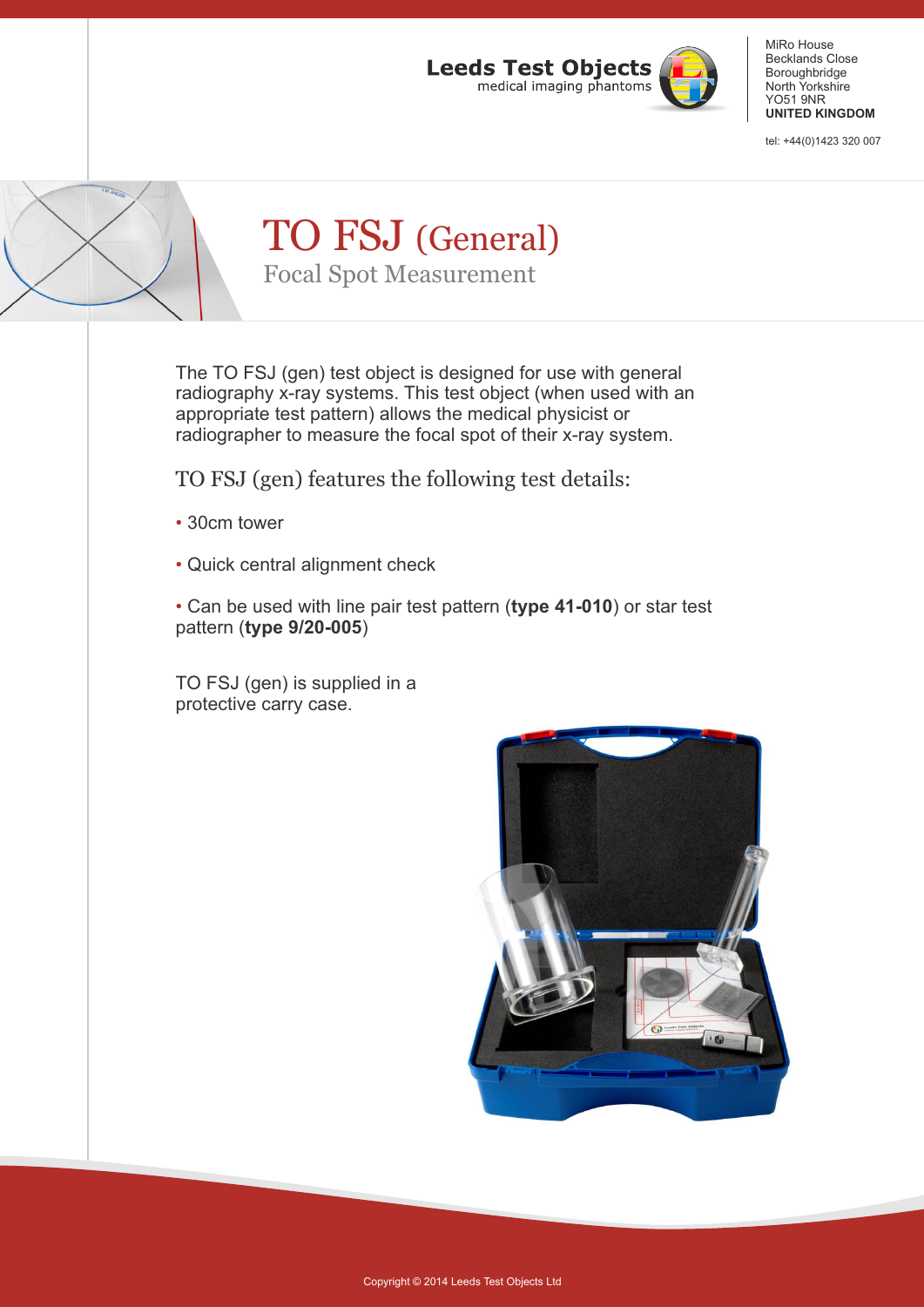Leeds Test Objects
medical imaging phantoms

MiRo House
Becklands Close
Boroughbridge
North Yorkshire
YO51 9NR
**UNITED KINGDOM**

tel: +44(0)1423 320 007

# TO FSJ (General)

## Focal Spot Measurement

The TO FSJ (gen) test object is designed for use with general radiography x-ray systems. This test object (when used with an appropriate test pattern) allows the medical physicist or radiographer to measure the focal spot of their x-ray system.

### TO FSJ (gen) features the following test details:

- 30cm tower
- Quick central alignment check
- Can be used with line pair test pattern (**type 41-010**) or star test pattern (**type 9/20-005**)

TO FSJ (gen) is supplied in a protective carry case.

Copyright © 2014 Leeds Test Objects Ltd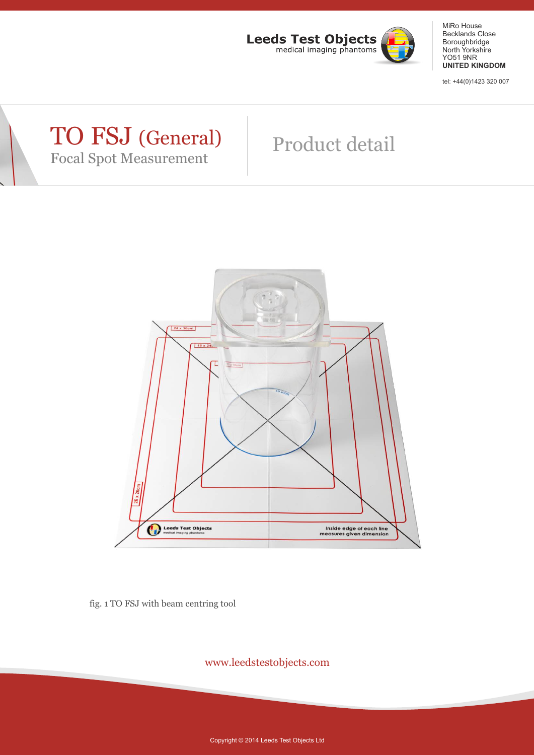# TO FSJ (General)

## Focal Spot Measurement

## Product detail

fig. 1 TO FSJ with beam centring tool

www.leedstestobjects.com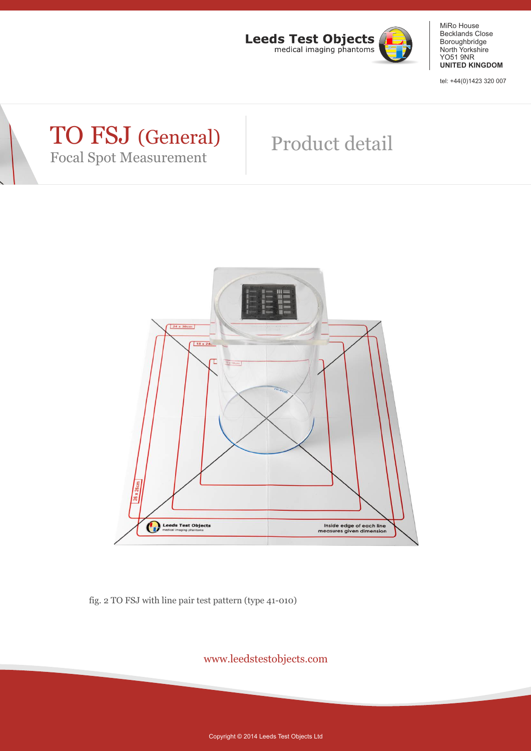# TO FSJ (General)

## Focal Spot Measurement

## Product detail

fig. 2 TO FSJ with line pair test pattern (type 41-010)

www.leedstestobjects.com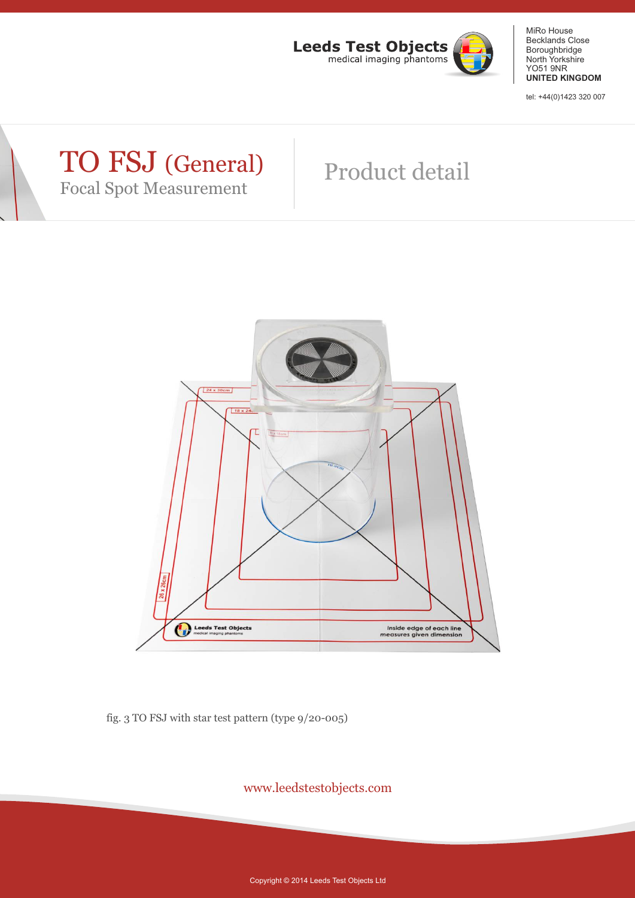# TO FSJ (General)

## Focal Spot Measurement

## Product detail

fig. 3 TO FSJ with star test pattern (type 9/20-005)

www.leedstestobjects.com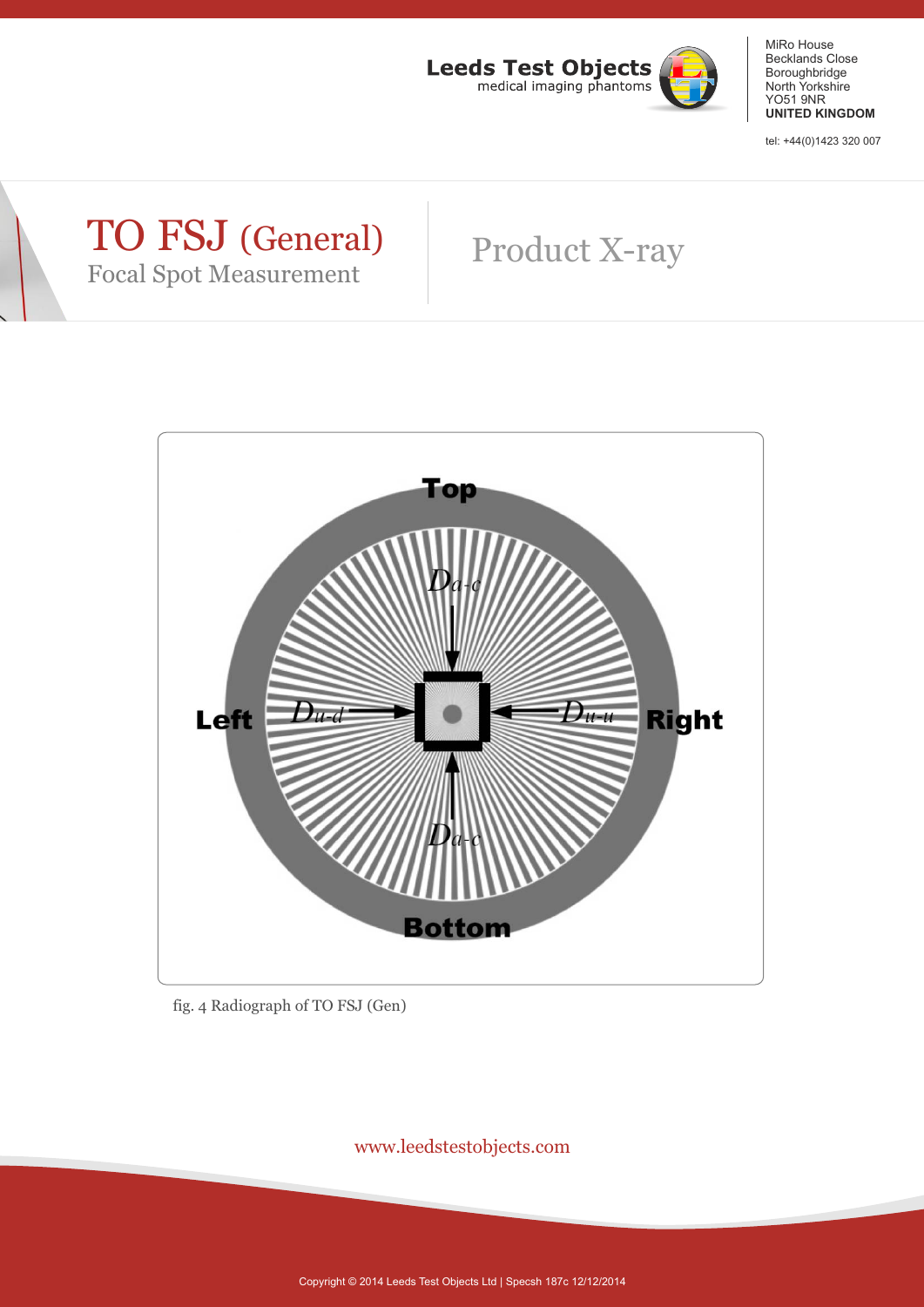# TO FSJ (General)

Focal Spot Measurement

Product X-ray

Top

$D_{a-c}$

Left

$D_{u-d}$

$D_{u-u}$

Right

$D_{a-c}$

Bottom

fig. 4 Radiograph of TO FSJ (Gen)

www.leedstestobjects.com